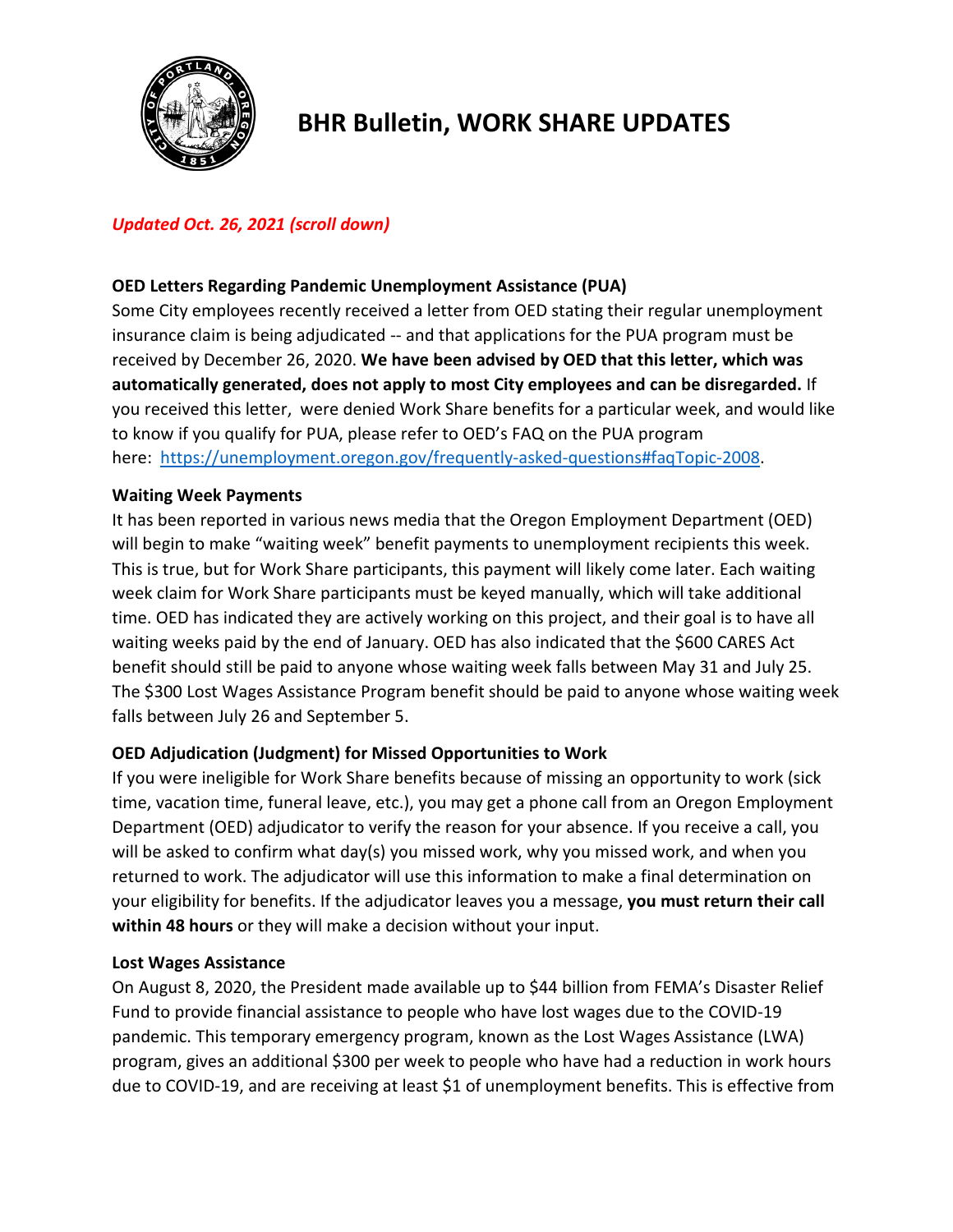# BHR Bulletin, WORK SHARE UPDATES

*Updated Oct. 26, 2021 (scroll down)*

**OED Letters Regarding Pandemic Unemployment Assistance (PUA)**

Some City employees recently received a letter from OED stating their regular unemployment insurance claim is being adjudicated -- and that applications for the PUA program must be received by December 26, 2020. **We have been advised by OED that this letter, which was automatically generated, does not apply to most City employees and can be disregarded.** If you received this letter, were denied Work Share benefits for a particular week, and would like to know if you qualify for PUA, please refer to OED's FAQ on the PUA program here: https://unemployment.oregon.gov/frequently-asked-questions#faqTopic-2008.

**Waiting Week Payments**

It has been reported in various news media that the Oregon Employment Department (OED) will begin to make "waiting week" benefit payments to unemployment recipients this week. This is true, but for Work Share participants, this payment will likely come later. Each waiting week claim for Work Share participants must be keyed manually, which will take additional time. OED has indicated they are actively working on this project, and their goal is to have all waiting weeks paid by the end of January. OED has also indicated that the $600 CARES Act benefit should still be paid to anyone whose waiting week falls between May 31 and July 25. The $300 Lost Wages Assistance Program benefit should be paid to anyone whose waiting week falls between July 26 and September 5.

**OED Adjudication (Judgment) for Missed Opportunities to Work**

If you were ineligible for Work Share benefits because of missing an opportunity to work (sick time, vacation time, funeral leave, etc.), you may get a phone call from an Oregon Employment Department (OED) adjudicator to verify the reason for your absence. If you receive a call, you will be asked to confirm what day(s) you missed work, why you missed work, and when you returned to work. The adjudicator will use this information to make a final determination on your eligibility for benefits. If the adjudicator leaves you a message, **you must return their call within 48 hours** or they will make a decision without your input.

**Lost Wages Assistance**

On August 8, 2020, the President made available up to $44 billion from FEMA's Disaster Relief Fund to provide financial assistance to people who have lost wages due to the COVID-19 pandemic. This temporary emergency program, known as the Lost Wages Assistance (LWA) program, gives an additional $300 per week to people who have had a reduction in work hours due to COVID-19, and are receiving at least $1 of unemployment benefits. This is effective from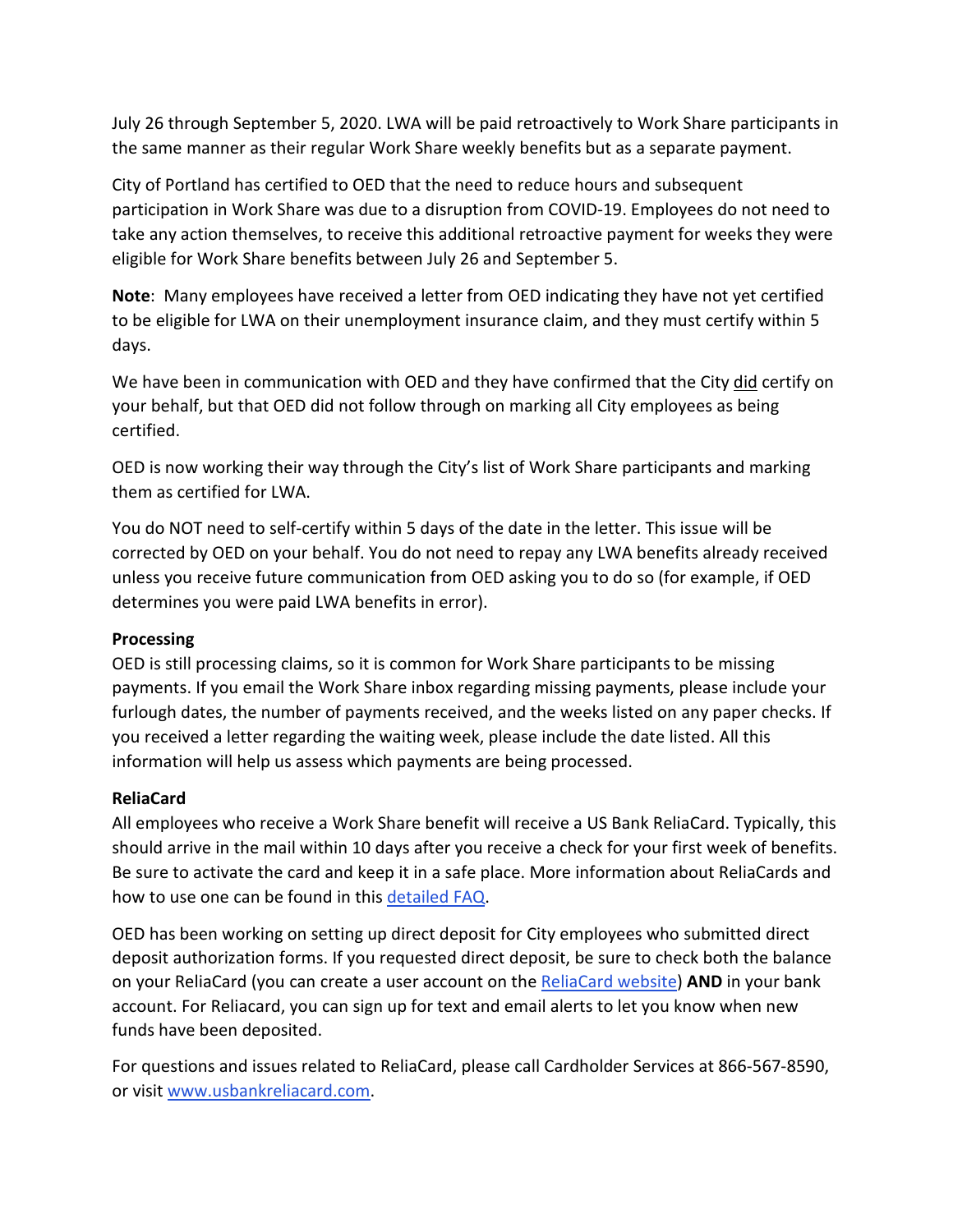July 26 through September 5, 2020. LWA will be paid retroactively to Work Share participants in the same manner as their regular Work Share weekly benefits but as a separate payment.

City of Portland has certified to OED that the need to reduce hours and subsequent participation in Work Share was due to a disruption from COVID-19. Employees do not need to take any action themselves, to receive this additional retroactive payment for weeks they were eligible for Work Share benefits between July 26 and September 5.

**Note**: Many employees have received a letter from OED indicating they have not yet certified to be eligible for LWA on their unemployment insurance claim, and they must certify within 5 days.

We have been in communication with OED and they have confirmed that the City did certify on your behalf, but that OED did not follow through on marking all City employees as being certified.

OED is now working their way through the City's list of Work Share participants and marking them as certified for LWA.

You do NOT need to self-certify within 5 days of the date in the letter. This issue will be corrected by OED on your behalf. You do not need to repay any LWA benefits already received unless you receive future communication from OED asking you to do so (for example, if OED determines you were paid LWA benefits in error).

**Processing**

OED is still processing claims, so it is common for Work Share participants to be missing payments. If you email the Work Share inbox regarding missing payments, please include your furlough dates, the number of payments received, and the weeks listed on any paper checks. If you received a letter regarding the waiting week, please include the date listed. All this information will help us assess which payments are being processed.

**ReliaCard**

All employees who receive a Work Share benefit will receive a US Bank ReliaCard. Typically, this should arrive in the mail within 10 days after you receive a check for your first week of benefits. Be sure to activate the card and keep it in a safe place. More information about ReliaCards and how to use one can be found in this detailed FAQ.

OED has been working on setting up direct deposit for City employees who submitted direct deposit authorization forms. If you requested direct deposit, be sure to check both the balance on your ReliaCard (you can create a user account on the ReliaCard website) **AND** in your bank account. For Reliacard, you can sign up for text and email alerts to let you know when new funds have been deposited.

For questions and issues related to ReliaCard, please call Cardholder Services at 866-567-8590, or visit www.usbankreliacard.com.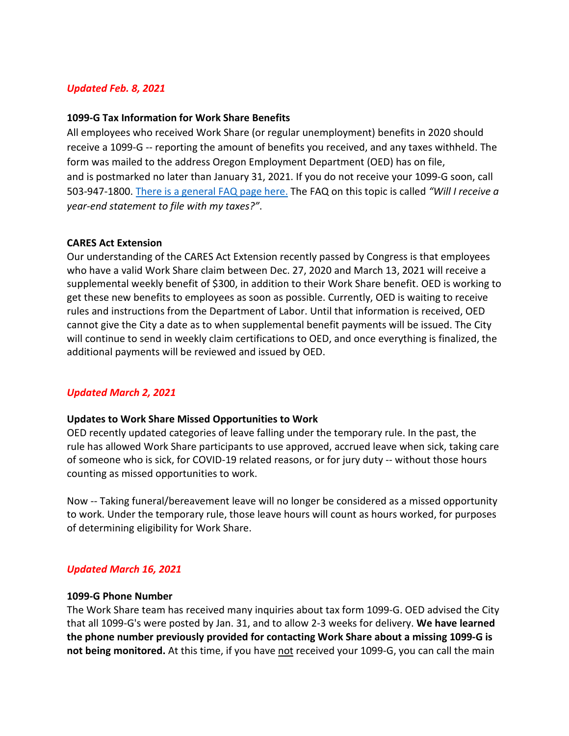***Updated Feb. 8, 2021***

**1099-G Tax Information for Work Share Benefits**

All employees who received Work Share (or regular unemployment) benefits in 2020 should receive a 1099-G -- reporting the amount of benefits you received, and any taxes withheld. The form was mailed to the address Oregon Employment Department (OED) has on file, and is postmarked no later than January 31, 2021. If you do not receive your 1099-G soon, call 503-947-1800. There is a general FAQ page here. The FAQ on this topic is called *"Will I receive a year-end statement to file with my taxes?"*.

**CARES Act Extension**

Our understanding of the CARES Act Extension recently passed by Congress is that employees who have a valid Work Share claim between Dec. 27, 2020 and March 13, 2021 will receive a supplemental weekly benefit of $300, in addition to their Work Share benefit. OED is working to get these new benefits to employees as soon as possible. Currently, OED is waiting to receive rules and instructions from the Department of Labor. Until that information is received, OED cannot give the City a date as to when supplemental benefit payments will be issued. The City will continue to send in weekly claim certifications to OED, and once everything is finalized, the additional payments will be reviewed and issued by OED.

***Updated March 2, 2021***

**Updates to Work Share Missed Opportunities to Work**

OED recently updated categories of leave falling under the temporary rule. In the past, the rule has allowed Work Share participants to use approved, accrued leave when sick, taking care of someone who is sick, for COVID-19 related reasons, or for jury duty -- without those hours counting as missed opportunities to work.

Now -- Taking funeral/bereavement leave will no longer be considered as a missed opportunity to work. Under the temporary rule, those leave hours will count as hours worked, for purposes of determining eligibility for Work Share.

***Updated March 16, 2021***

**1099-G Phone Number**

The Work Share team has received many inquiries about tax form 1099-G. OED advised the City that all 1099-G's were posted by Jan. 31, and to allow 2-3 weeks for delivery. **We have learned the phone number previously provided for contacting Work Share about a missing 1099-G is not being monitored.** At this time, if you have not received your 1099-G, you can call the main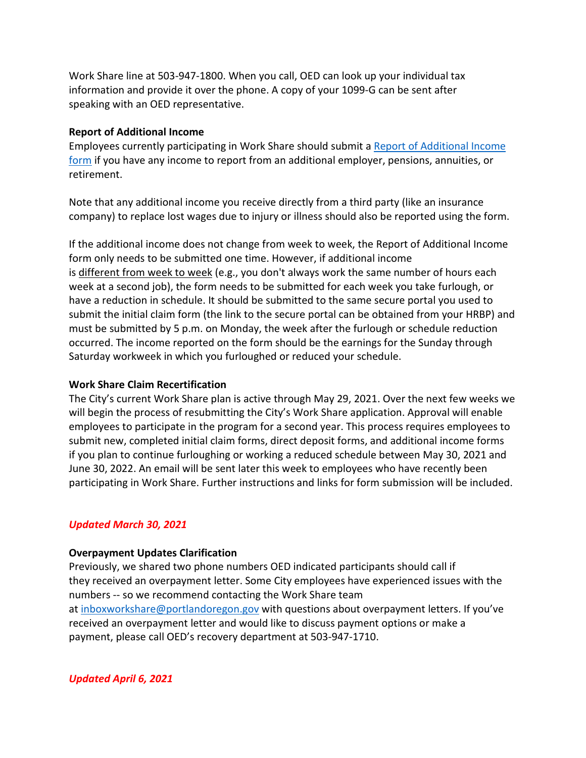Work Share line at 503-947-1800. When you call, OED can look up your individual tax information and provide it over the phone. A copy of your 1099-G can be sent after speaking with an OED representative.

**Report of Additional Income**

Employees currently participating in Work Share should submit a [Report of Additional Income form](#) if you have any income to report from an additional employer, pensions, annuities, or retirement.

Note that any additional income you receive directly from a third party (like an insurance company) to replace lost wages due to injury or illness should also be reported using the form.

If the additional income does not change from week to week, the Report of Additional Income form only needs to be submitted one time. However, if additional income is <u>different from week to week</u> (e.g., you don't always work the same number of hours each week at a second job), the form needs to be submitted for each week you take furlough, or have a reduction in schedule. It should be submitted to the same secure portal you used to submit the initial claim form (the link to the secure portal can be obtained from your HRBP) and must be submitted by 5 p.m. on Monday, the week after the furlough or schedule reduction occurred. The income reported on the form should be the earnings for the Sunday through Saturday workweek in which you furloughed or reduced your schedule.

**Work Share Claim Recertification**

The City's current Work Share plan is active through May 29, 2021. Over the next few weeks we will begin the process of resubmitting the City's Work Share application. Approval will enable employees to participate in the program for a second year. This process requires employees to submit new, completed initial claim forms, direct deposit forms, and additional income forms if you plan to continue furloughing or working a reduced schedule between May 30, 2021 and June 30, 2022. An email will be sent later this week to employees who have recently been participating in Work Share. Further instructions and links for form submission will be included.

***Updated March 30, 2021***

**Overpayment Updates Clarification**

Previously, we shared two phone numbers OED indicated participants should call if they received an overpayment letter. Some City employees have experienced issues with the numbers -- so we recommend contacting the Work Share team at inboxworkshare@portlandoregon.gov with questions about overpayment letters. If you've received an overpayment letter and would like to discuss payment options or make a payment, please call OED's recovery department at 503-947-1710.

***Updated April 6, 2021***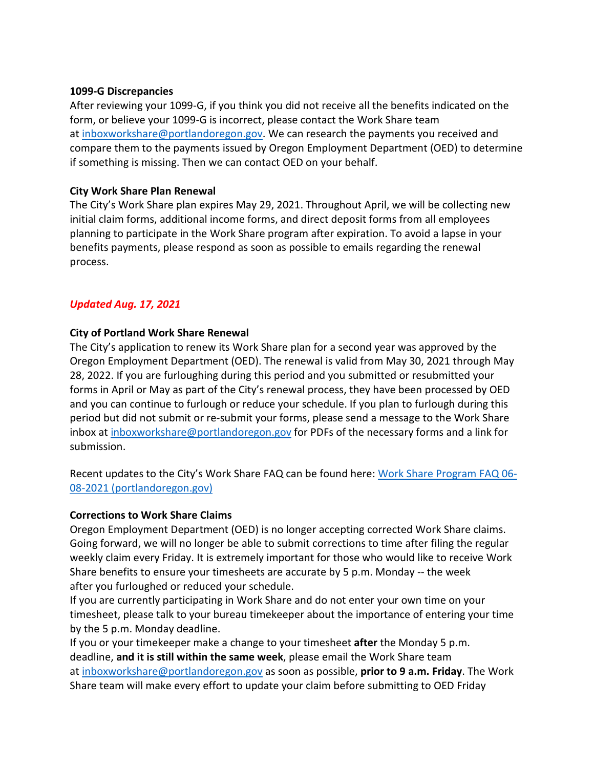**1099-G Discrepancies**

After reviewing your 1099-G, if you think you did not receive all the benefits indicated on the form, or believe your 1099-G is incorrect, please contact the Work Share team at [inboxworkshare@portlandoregon.gov](mailto:inboxworkshare@portlandoregon.gov). We can research the payments you received and compare them to the payments issued by Oregon Employment Department (OED) to determine if something is missing. Then we can contact OED on your behalf.

**City Work Share Plan Renewal**

The City's Work Share plan expires May 29, 2021. Throughout April, we will be collecting new initial claim forms, additional income forms, and direct deposit forms from all employees planning to participate in the Work Share program after expiration. To avoid a lapse in your benefits payments, please respond as soon as possible to emails regarding the renewal process.

***Updated Aug. 17, 2021***

**City of Portland Work Share Renewal**

The City's application to renew its Work Share plan for a second year was approved by the Oregon Employment Department (OED). The renewal is valid from May 30, 2021 through May 28, 2022. If you are furloughing during this period and you submitted or resubmitted your forms in April or May as part of the City's renewal process, they have been processed by OED and you can continue to furlough or reduce your schedule. If you plan to furlough during this period but did not submit or re-submit your forms, please send a message to the Work Share inbox at [inboxworkshare@portlandoregon.gov](mailto:inboxworkshare@portlandoregon.gov) for PDFs of the necessary forms and a link for submission.

Recent updates to the City's Work Share FAQ can be found here: Work Share Program FAQ 06-08-2021 (portlandoregon.gov)

**Corrections to Work Share Claims**

Oregon Employment Department (OED) is no longer accepting corrected Work Share claims. Going forward, we will no longer be able to submit corrections to time after filing the regular weekly claim every Friday. It is extremely important for those who would like to receive Work Share benefits to ensure your timesheets are accurate by 5 p.m. Monday -- the week after you furloughed or reduced your schedule.

If you are currently participating in Work Share and do not enter your own time on your timesheet, please talk to your bureau timekeeper about the importance of entering your time by the 5 p.m. Monday deadline.

If you or your timekeeper make a change to your timesheet **after** the Monday 5 p.m. deadline, **and it is still within the same week**, please email the Work Share team at [inboxworkshare@portlandoregon.gov](mailto:inboxworkshare@portlandoregon.gov) as soon as possible, **prior to 9 a.m. Friday**. The Work Share team will make every effort to update your claim before submitting to OED Friday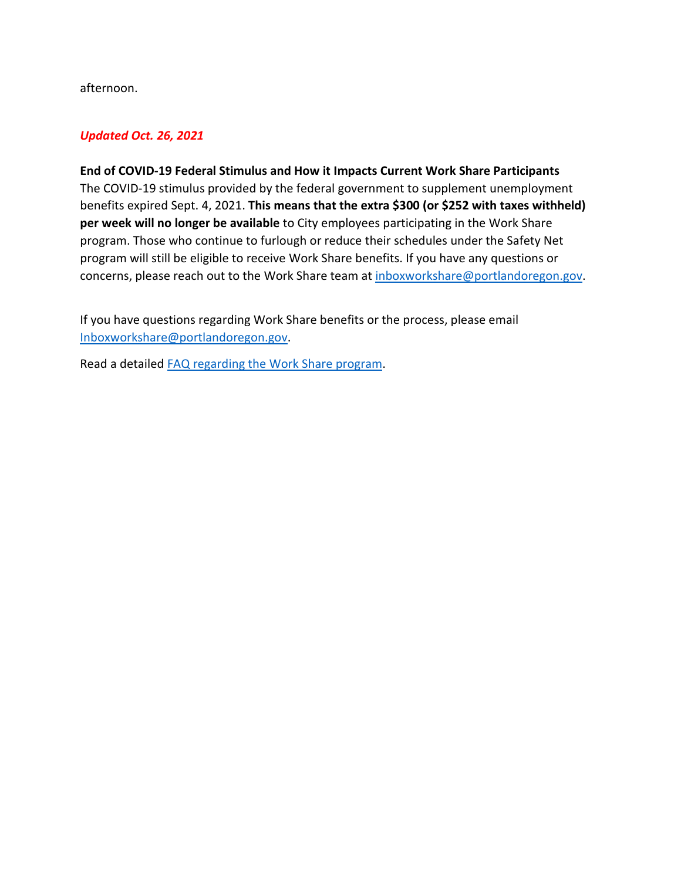afternoon.

***Updated Oct. 26, 2021***

**End of COVID-19 Federal Stimulus and How it Impacts Current Work Share Participants**
The COVID-19 stimulus provided by the federal government to supplement unemployment benefits expired Sept. 4, 2021. **This means that the extra $300 (or $252 with taxes withheld) per week will no longer be available** to City employees participating in the Work Share program. Those who continue to furlough or reduce their schedules under the Safety Net program will still be eligible to receive Work Share benefits. If you have any questions or concerns, please reach out to the Work Share team at inboxworkshare@portlandoregon.gov.

If you have questions regarding Work Share benefits or the process, please email Inboxworkshare@portlandoregon.gov.

Read a detailed FAQ regarding the Work Share program.